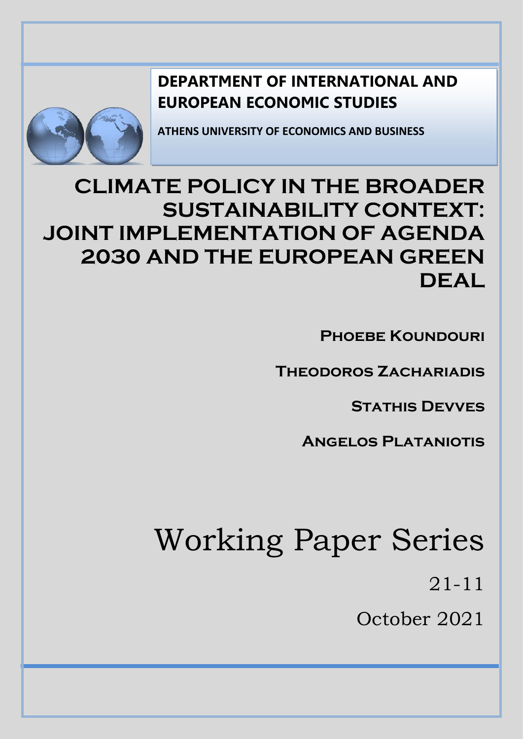**DEPARTMENT OF INTERNATIONAL AND EUROPEAN ECONOMIC STUDIES**

**ATHENS UNIVERSITY OF ECONOMICS AND BUSINESS**

# CLIMATE POLICY IN THE BROADER SUSTAINABILITY CONTEXT: JOINT IMPLEMENTATION OF AGENDA 2030 AND THE EUROPEAN GREEN DEAL

**Phoebe Koundouri**

**Theodoros Zachariadis**

**Stathis Devves**

**Angelos Plataniotis**

# Working Paper Series

21-11

October 2021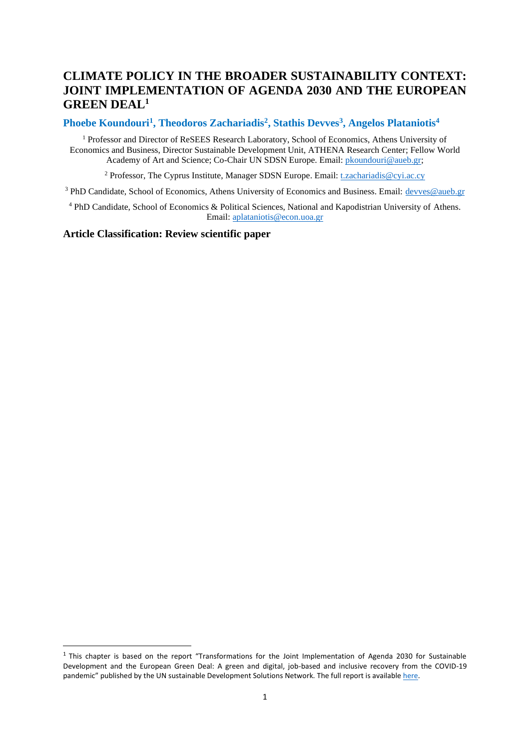# CLIMATE POLICY IN THE BROADER SUSTAINABILITY CONTEXT: JOINT IMPLEMENTATION OF AGENDA 2030 AND THE EUROPEAN GREEN DEAL[1]

**Phoebe Koundouri[1], Theodoros Zachariadis[2], Stathis Devves[3], Angelos Plataniotis[4]**

[1] Professor and Director of ReSEES Research Laboratory, School of Economics, Athens University of Economics and Business, Director Sustainable Development Unit, ATHENA Research Center; Fellow World Academy of Art and Science; Co-Chair UN SDSN Europe. Email: pkoundouri@aueb.gr;

[2] Professor, The Cyprus Institute, Manager SDSN Europe. Email: t.zachariadis@cyi.ac.cy

[3] PhD Candidate, School of Economics, Athens University of Economics and Business. Email: devves@aueb.gr

[4] PhD Candidate, School of Economics & Political Sciences, National and Kapodistrian University of Athens. Email: aplataniotis@econ.uoa.gr

**Article Classification: Review scientific paper**

---

[1] This chapter is based on the report "Transformations for the Joint Implementation of Agenda 2030 for Sustainable Development and the European Green Deal: A green and digital, job-based and inclusive recovery from the COVID-19 pandemic" published by the UN sustainable Development Solutions Network. The full report is available here.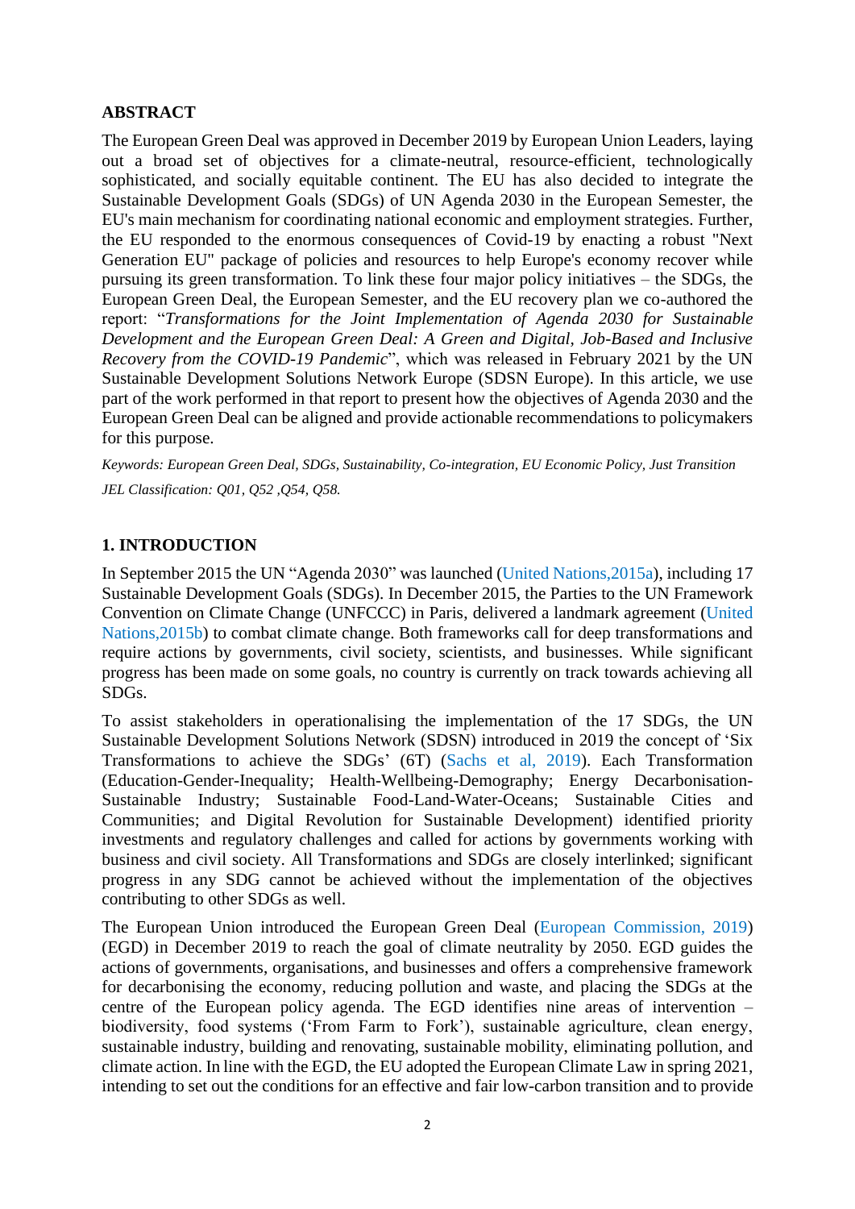## ABSTRACT

The European Green Deal was approved in December 2019 by European Union Leaders, laying out a broad set of objectives for a climate-neutral, resource-efficient, technologically sophisticated, and socially equitable continent. The EU has also decided to integrate the Sustainable Development Goals (SDGs) of UN Agenda 2030 in the European Semester, the EU's main mechanism for coordinating national economic and employment strategies. Further, the EU responded to the enormous consequences of Covid-19 by enacting a robust "Next Generation EU" package of policies and resources to help Europe's economy recover while pursuing its green transformation. To link these four major policy initiatives – the SDGs, the European Green Deal, the European Semester, and the EU recovery plan we co-authored the report: "*Transformations for the Joint Implementation of Agenda 2030 for Sustainable Development and the European Green Deal: A Green and Digital, Job-Based and Inclusive Recovery from the COVID-19 Pandemic*", which was released in February 2021 by the UN Sustainable Development Solutions Network Europe (SDSN Europe). In this article, we use part of the work performed in that report to present how the objectives of Agenda 2030 and the European Green Deal can be aligned and provide actionable recommendations to policymakers for this purpose.

*Keywords: European Green Deal, SDGs, Sustainability, Co-integration, EU Economic Policy, Just Transition*

*JEL Classification: Q01, Q52 ,Q54, Q58.*

## 1. INTRODUCTION

In September 2015 the UN "Agenda 2030" was launched (United Nations,2015a), including 17 Sustainable Development Goals (SDGs). In December 2015, the Parties to the UN Framework Convention on Climate Change (UNFCCC) in Paris, delivered a landmark agreement (United Nations,2015b) to combat climate change. Both frameworks call for deep transformations and require actions by governments, civil society, scientists, and businesses. While significant progress has been made on some goals, no country is currently on track towards achieving all SDGs.

To assist stakeholders in operationalising the implementation of the 17 SDGs, the UN Sustainable Development Solutions Network (SDSN) introduced in 2019 the concept of 'Six Transformations to achieve the SDGs' (6T) (Sachs et al, 2019). Each Transformation (Education-Gender-Inequality; Health-Wellbeing-Demography; Energy Decarbonisation-Sustainable Industry; Sustainable Food-Land-Water-Oceans; Sustainable Cities and Communities; and Digital Revolution for Sustainable Development) identified priority investments and regulatory challenges and called for actions by governments working with business and civil society. All Transformations and SDGs are closely interlinked; significant progress in any SDG cannot be achieved without the implementation of the objectives contributing to other SDGs as well.

The European Union introduced the European Green Deal (European Commission, 2019) (EGD) in December 2019 to reach the goal of climate neutrality by 2050. EGD guides the actions of governments, organisations, and businesses and offers a comprehensive framework for decarbonising the economy, reducing pollution and waste, and placing the SDGs at the centre of the European policy agenda. The EGD identifies nine areas of intervention – biodiversity, food systems ('From Farm to Fork'), sustainable agriculture, clean energy, sustainable industry, building and renovating, sustainable mobility, eliminating pollution, and climate action. In line with the EGD, the EU adopted the European Climate Law in spring 2021, intending to set out the conditions for an effective and fair low-carbon transition and to provide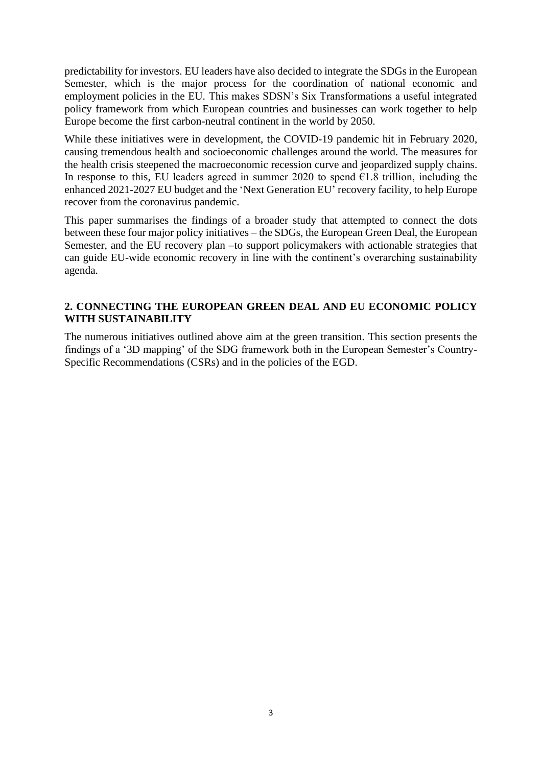predictability for investors. EU leaders have also decided to integrate the SDGs in the European Semester, which is the major process for the coordination of national economic and employment policies in the EU. This makes SDSN's Six Transformations a useful integrated policy framework from which European countries and businesses can work together to help Europe become the first carbon-neutral continent in the world by 2050.

While these initiatives were in development, the COVID-19 pandemic hit in February 2020, causing tremendous health and socioeconomic challenges around the world. The measures for the health crisis steepened the macroeconomic recession curve and jeopardized supply chains. In response to this, EU leaders agreed in summer 2020 to spend €1.8 trillion, including the enhanced 2021-2027 EU budget and the 'Next Generation EU' recovery facility, to help Europe recover from the coronavirus pandemic.

This paper summarises the findings of a broader study that attempted to connect the dots between these four major policy initiatives – the SDGs, the European Green Deal, the European Semester, and the EU recovery plan –to support policymakers with actionable strategies that can guide EU-wide economic recovery in line with the continent's overarching sustainability agenda.

## 2. CONNECTING THE EUROPEAN GREEN DEAL AND EU ECONOMIC POLICY WITH SUSTAINABILITY

The numerous initiatives outlined above aim at the green transition. This section presents the findings of a '3D mapping' of the SDG framework both in the European Semester's Country-Specific Recommendations (CSRs) and in the policies of the EGD.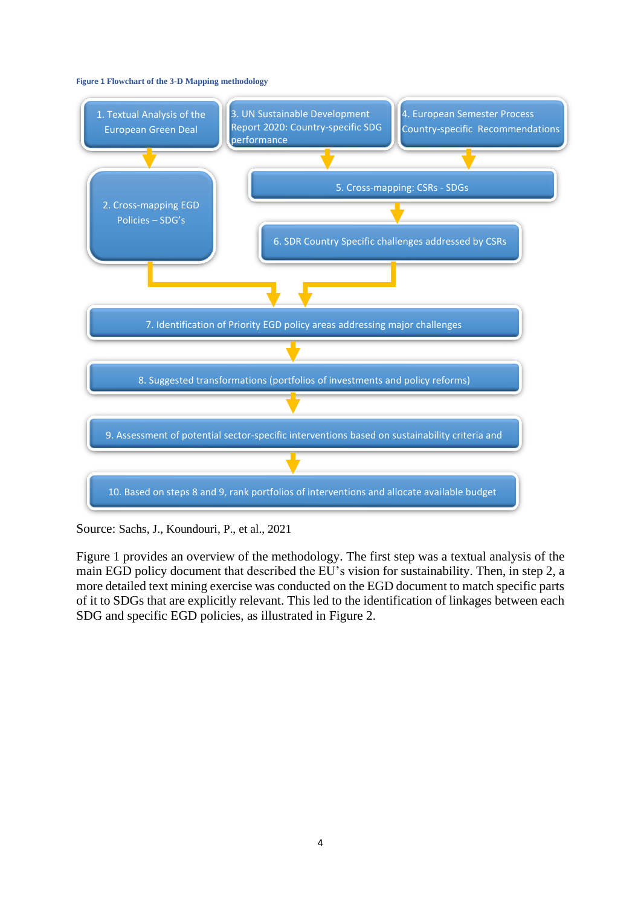**Figure 1 Flowchart of the 3-D Mapping methodology**

1. Textual Analysis of the European Green Deal
2. Cross-mapping EGD Policies – SDG's
3. UN Sustainable Development Report 2020: Country-specific SDG performance
4. European Semester Process Country-specific Recommendations
5. Cross-mapping: CSRs - SDGs
6. SDR Country Specific challenges addressed by CSRs
7. Identification of Priority EGD policy areas addressing major challenges
8. Suggested transformations (portfolios of investments and policy reforms)
9. Assessment of potential sector-specific interventions based on sustainability criteria and
10. Based on steps 8 and 9, rank portfolios of interventions and allocate available budget

Source: Sachs, J., Koundouri, P., et al., 2021

Figure 1 provides an overview of the methodology. The first step was a textual analysis of the main EGD policy document that described the EU's vision for sustainability. Then, in step 2, a more detailed text mining exercise was conducted on the EGD document to match specific parts of it to SDGs that are explicitly relevant. This led to the identification of linkages between each SDG and specific EGD policies, as illustrated in Figure 2.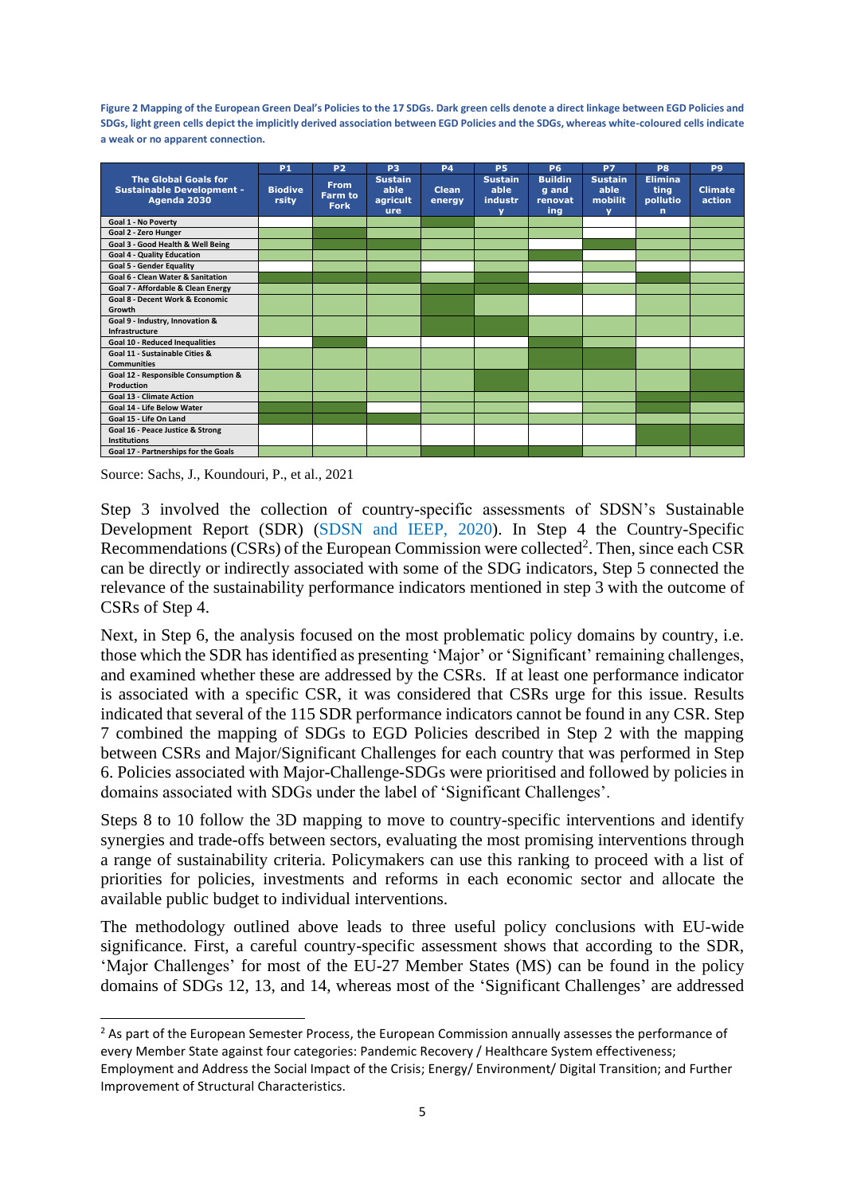**Figure 2 Mapping of the European Green Deal's Policies to the 17 SDGs. Dark green cells denote a direct linkage between EGD Policies and SDGs, light green cells depict the implicitly derived association between EGD Policies and the SDGs, whereas white-coloured cells indicate a weak or no apparent connection.**

| The Global Goals for Sustainable Development - Agenda 2030 | P1 Biodiversity | P2 From Farm to Fork | P3 Sustainable agriculture | P4 Clean energy | P5 Sustainable industry | P6 Building and renovating | P7 Sustainable mobility | P8 Eliminating pollution | P9 Climate action |
|---|---|---|---|---|---|---|---|---|---|
| Goal 1 - No Poverty | White | Light green | Light green | Dark green | Light green | Light green | White | Light green | Light green |
| Goal 2 - Zero Hunger | Light green | Dark green | Light green | Light green | Light green | Light green | White | Light green | Light green |
| Goal 3 - Good Health & Well Being | Light green | Dark green | Dark green | Light green | Light green | White | Dark green | Light green | Light green |
| Goal 4 - Quality Education | Light green | Light green | Light green | Light green | Light green | Dark green | White | Light green | Light green |
| Goal 5 - Gender Equality | White | Light green | Light green | White | Light green | Light green | Light green | White | White |
| Goal 6 - Clean Water & Sanitation | Dark green | Dark green | Dark green | Light green | Dark green | White | White | Dark green | Light green |
| Goal 7 - Affordable & Clean Energy | Light green | Light green | Light green | Dark green | Dark green | Dark green | Light green | Light green | Light green |
| Goal 8 - Decent Work & Economic Growth | Light green | Light green | Light green | Dark green | Light green | White | White | Light green | Light green |
| Goal 9 - Industry, Innovation & Infrastructure | Light green | Light green | Light green | Dark green | Dark green | Light green | Light green | Light green | Light green |
| Goal 10 - Reduced Inequalities | White | Dark green | White | White | White | Dark green | Light green | White | Light green |
| Goal 11 - Sustainable Cities & Communities | Light green | Light green | Light green | Light green | Light green | Dark green | Dark green | Light green | Light green |
| Goal 12 - Responsible Consumption & Production | Light green | Light green | Light green | Light green | Dark green | Light green | Light green | Light green | Dark green |
| Goal 13 - Climate Action | Light green | Light green | Light green | Light green | Light green | Light green | Light green | Dark green | Dark green |
| Goal 14 - Life Below Water | Dark green | Dark green | White | Light green | Light green | White | Light green | Dark green | Light green |
| Goal 15 - Life On Land | Dark green | Dark green | Dark green | Light green | Light green | Light green | Light green | Light green | Light green |
| Goal 16 - Peace Justice & Strong Institutions | White | White | White | White | White | White | White | Dark green | Dark green |
| Goal 17 - Partnerships for the Goals | Light green | Light green | Light green | Dark green | Dark green | Dark green | Light green | Light green | Light green |

Source: Sachs, J., Koundouri, P., et al., 2021

Step 3 involved the collection of country-specific assessments of SDSN's Sustainable Development Report (SDR) (SDSN and IEEP, 2020). In Step 4 the Country-Specific Recommendations (CSRs) of the European Commission were collected[2]. Then, since each CSR can be directly or indirectly associated with some of the SDG indicators, Step 5 connected the relevance of the sustainability performance indicators mentioned in step 3 with the outcome of CSRs of Step 4.

Next, in Step 6, the analysis focused on the most problematic policy domains by country, i.e. those which the SDR has identified as presenting 'Major' or 'Significant' remaining challenges, and examined whether these are addressed by the CSRs. If at least one performance indicator is associated with a specific CSR, it was considered that CSRs urge for this issue. Results indicated that several of the 115 SDR performance indicators cannot be found in any CSR. Step 7 combined the mapping of SDGs to EGD Policies described in Step 2 with the mapping between CSRs and Major/Significant Challenges for each country that was performed in Step 6. Policies associated with Major-Challenge-SDGs were prioritised and followed by policies in domains associated with SDGs under the label of 'Significant Challenges'.

Steps 8 to 10 follow the 3D mapping to move to country-specific interventions and identify synergies and trade-offs between sectors, evaluating the most promising interventions through a range of sustainability criteria. Policymakers can use this ranking to proceed with a list of priorities for policies, investments and reforms in each economic sector and allocate the available public budget to individual interventions.

The methodology outlined above leads to three useful policy conclusions with EU-wide significance. First, a careful country-specific assessment shows that according to the SDR, 'Major Challenges' for most of the EU-27 Member States (MS) can be found in the policy domains of SDGs 12, 13, and 14, whereas most of the 'Significant Challenges' are addressed

---

[2] As part of the European Semester Process, the European Commission annually assesses the performance of every Member State against four categories: Pandemic Recovery / Healthcare System effectiveness; Employment and Address the Social Impact of the Crisis; Energy/ Environment/ Digital Transition; and Further Improvement of Structural Characteristics.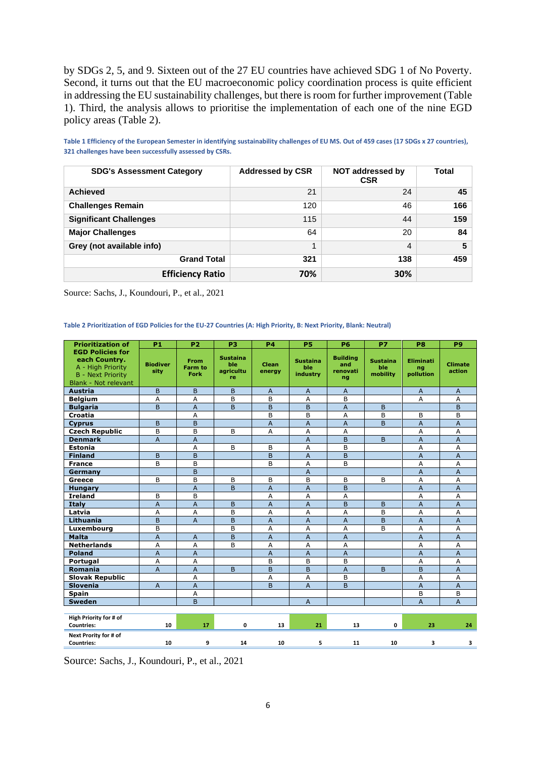by SDGs 2, 5, and 9. Sixteen out of the 27 EU countries have achieved SDG 1 of No Poverty. Second, it turns out that the EU macroeconomic policy coordination process is quite efficient in addressing the EU sustainability challenges, but there is room for further improvement (Table 1). Third, the analysis allows to prioritise the implementation of each one of the nine EGD policy areas (Table 2).

**Table 1 Efficiency of the European Semester in identifying sustainability challenges of EU MS. Out of 459 cases (17 SDGs x 27 countries), 321 challenges have been successfully assessed by CSRs.**

| SDG's Assessment Category | Addressed by CSR | NOT addressed by CSR | Total |
|---|---|---|---|
| **Achieved** | 21 | 24 | **45** |
| **Challenges Remain** | 120 | 46 | **166** |
| **Significant Challenges** | 115 | 44 | **159** |
| **Major Challenges** | 64 | 20 | **84** |
| **Grey (not available info)** | 1 | 4 | **5** |
| **Grand Total** | **321** | **138** | **459** |
| **Efficiency Ratio** | **70%** | **30%** | |

Source: Sachs, J., Koundouri, P., et al., 2021

**Table 2 Prioritization of EGD Policies for the EU-27 Countries (A: High Priority, B: Next Priority, Blank: Neutral)**

| **Prioritization of EGD Policies for each Country.** A - High Priority B - Next Priority Blank - Not relevant | **P1** Biodiversity | **P2** From Farm to Fork | **P3** Sustainable agriculture | **P4** Clean energy | **P5** Sustainable industry | **P6** Building and renovating | **P7** Sustainable mobility | **P8** Eliminating pollution | **P9** Climate action |
|---|---|---|---|---|---|---|---|---|---|
| **Austria** | B | B | B | A | A | A | | A | A |
| **Belgium** | A | A | B | B | A | B | | A | A |
| **Bulgaria** | B | A | B | B | B | A | B | | B |
| **Croatia** | | A | | B | B | A | B | B | B |
| **Cyprus** | B | B | | A | A | A | B | A | A |
| **Czech Republic** | B | B | B | A | A | A | | A | A |
| **Denmark** | A | A | | | A | B | B | A | A |
| **Estonia** | | A | B | B | A | B | | A | A |
| **Finland** | B | B | | B | A | B | | A | A |
| **France** | B | B | | B | A | B | | A | A |
| **Germany** | | B | | | A | | | A | A |
| **Greece** | B | B | B | B | B | B | B | A | A |
| **Hungary** | | A | B | A | A | B | | A | A |
| **Ireland** | B | B | | A | A | A | | A | A |
| **Italy** | A | A | B | A | A | B | B | A | A |
| **Latvia** | A | A | B | A | A | A | B | A | A |
| **Lithuania** | B | A | B | A | A | A | B | A | A |
| **Luxembourg** | B | | B | A | A | A | B | A | A |
| **Malta** | A | A | B | A | A | A | | A | A |
| **Netherlands** | A | A | B | A | A | A | | A | A |
| **Poland** | A | A | | A | A | A | | A | A |
| **Portugal** | A | A | | B | B | B | | A | A |
| **Romania** | A | A | B | B | B | A | B | B | A |
| **Slovak Republic** | | A | | A | A | B | | A | A |
| **Slovenia** | A | A | | B | A | B | | A | A |
| **Spain** | | A | | | | | | B | B |
| **Sweden** | | B | | | A | | | A | A |
| **High Priority for # of Countries:** | 10 | 17 | 0 | 13 | 21 | 13 | 0 | 23 | 24 |
| **Next Prority for # of Countries:** | 10 | 9 | 14 | 10 | 5 | 11 | 10 | 3 | 3 |

Source: Sachs, J., Koundouri, P., et al., 2021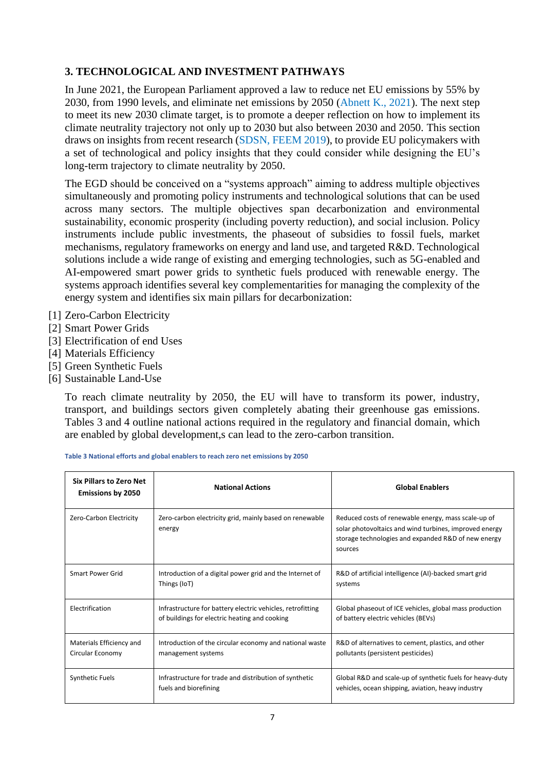## 3. TECHNOLOGICAL AND INVESTMENT PATHWAYS

In June 2021, the European Parliament approved a law to reduce net EU emissions by 55% by 2030, from 1990 levels, and eliminate net emissions by 2050 (Abnett K., 2021). The next step to meet its new 2030 climate target, is to promote a deeper reflection on how to implement its climate neutrality trajectory not only up to 2030 but also between 2030 and 2050. This section draws on insights from recent research (SDSN, FEEM 2019), to provide EU policymakers with a set of technological and policy insights that they could consider while designing the EU's long-term trajectory to climate neutrality by 2050.

The EGD should be conceived on a "systems approach" aiming to address multiple objectives simultaneously and promoting policy instruments and technological solutions that can be used across many sectors. The multiple objectives span decarbonization and environmental sustainability, economic prosperity (including poverty reduction), and social inclusion. Policy instruments include public investments, the phaseout of subsidies to fossil fuels, market mechanisms, regulatory frameworks on energy and land use, and targeted R&D. Technological solutions include a wide range of existing and emerging technologies, such as 5G-enabled and AI-empowered smart power grids to synthetic fuels produced with renewable energy. The systems approach identifies several key complementarities for managing the complexity of the energy system and identifies six main pillars for decarbonization:

[1] Zero-Carbon Electricity
[2] Smart Power Grids
[3] Electrification of end Uses
[4] Materials Efficiency
[5] Green Synthetic Fuels
[6] Sustainable Land-Use

To reach climate neutrality by 2050, the EU will have to transform its power, industry, transport, and buildings sectors given completely abating their greenhouse gas emissions. Tables 3 and 4 outline national actions required in the regulatory and financial domain, which are enabled by global development,s can lead to the zero-carbon transition.

**Table 3 National efforts and global enablers to reach zero net emissions by 2050**

| Six Pillars to Zero Net Emissions by 2050 | National Actions | Global Enablers |
|---|---|---|
| Zero-Carbon Electricity | Zero-carbon electricity grid, mainly based on renewable energy | Reduced costs of renewable energy, mass scale-up of solar photovoltaics and wind turbines, improved energy storage technologies and expanded R&D of new energy sources |
| Smart Power Grid | Introduction of a digital power grid and the Internet of Things (IoT) | R&D of artificial intelligence (AI)-backed smart grid systems |
| Electrification | Infrastructure for battery electric vehicles, retrofitting of buildings for electric heating and cooking | Global phaseout of ICE vehicles, global mass production of battery electric vehicles (BEVs) |
| Materials Efficiency and Circular Economy | Introduction of the circular economy and national waste management systems | R&D of alternatives to cement, plastics, and other pollutants (persistent pesticides) |
| Synthetic Fuels | Infrastructure for trade and distribution of synthetic fuels and biorefining | Global R&D and scale-up of synthetic fuels for heavy-duty vehicles, ocean shipping, aviation, heavy industry |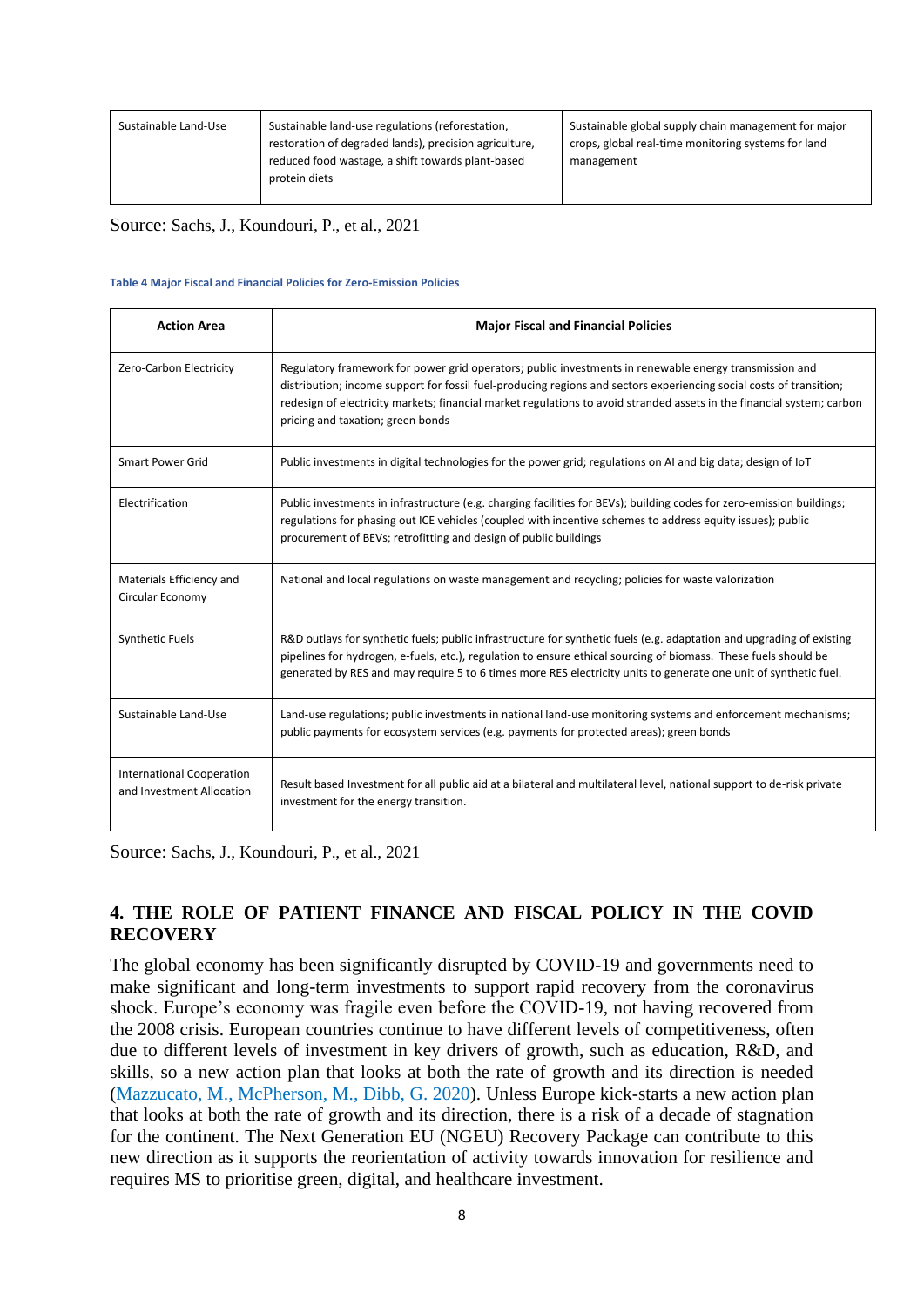| Sustainable Land-Use | Sustainable land-use regulations (reforestation, restoration of degraded lands), precision agriculture, reduced food wastage, a shift towards plant-based protein diets | Sustainable global supply chain management for major crops, global real-time monitoring systems for land management |
|---|---|---|

Source: Sachs, J., Koundouri, P., et al., 2021

**Table 4 Major Fiscal and Financial Policies for Zero-Emission Policies**

| Action Area | Major Fiscal and Financial Policies |
|---|---|
| Zero-Carbon Electricity | Regulatory framework for power grid operators; public investments in renewable energy transmission and distribution; income support for fossil fuel-producing regions and sectors experiencing social costs of transition; redesign of electricity markets; financial market regulations to avoid stranded assets in the financial system; carbon pricing and taxation; green bonds |
| Smart Power Grid | Public investments in digital technologies for the power grid; regulations on AI and big data; design of IoT |
| Electrification | Public investments in infrastructure (e.g. charging facilities for BEVs); building codes for zero-emission buildings; regulations for phasing out ICE vehicles (coupled with incentive schemes to address equity issues); public procurement of BEVs; retrofitting and design of public buildings |
| Materials Efficiency and Circular Economy | National and local regulations on waste management and recycling; policies for waste valorization |
| Synthetic Fuels | R&D outlays for synthetic fuels; public infrastructure for synthetic fuels (e.g. adaptation and upgrading of existing pipelines for hydrogen, e-fuels, etc.), regulation to ensure ethical sourcing of biomass. These fuels should be generated by RES and may require 5 to 6 times more RES electricity units to generate one unit of synthetic fuel. |
| Sustainable Land-Use | Land-use regulations; public investments in national land-use monitoring systems and enforcement mechanisms; public payments for ecosystem services (e.g. payments for protected areas); green bonds |
| International Cooperation and Investment Allocation | Result based Investment for all public aid at a bilateral and multilateral level, national support to de-risk private investment for the energy transition. |

Source: Sachs, J., Koundouri, P., et al., 2021

## 4. THE ROLE OF PATIENT FINANCE AND FISCAL POLICY IN THE COVID RECOVERY

The global economy has been significantly disrupted by COVID-19 and governments need to make significant and long-term investments to support rapid recovery from the coronavirus shock. Europe's economy was fragile even before the COVID-19, not having recovered from the 2008 crisis. European countries continue to have different levels of competitiveness, often due to different levels of investment in key drivers of growth, such as education, R&D, and skills, so a new action plan that looks at both the rate of growth and its direction is needed (Mazzucato, M., McPherson, M., Dibb, G. 2020). Unless Europe kick-starts a new action plan that looks at both the rate of growth and its direction, there is a risk of a decade of stagnation for the continent. The Next Generation EU (NGEU) Recovery Package can contribute to this new direction as it supports the reorientation of activity towards innovation for resilience and requires MS to prioritise green, digital, and healthcare investment.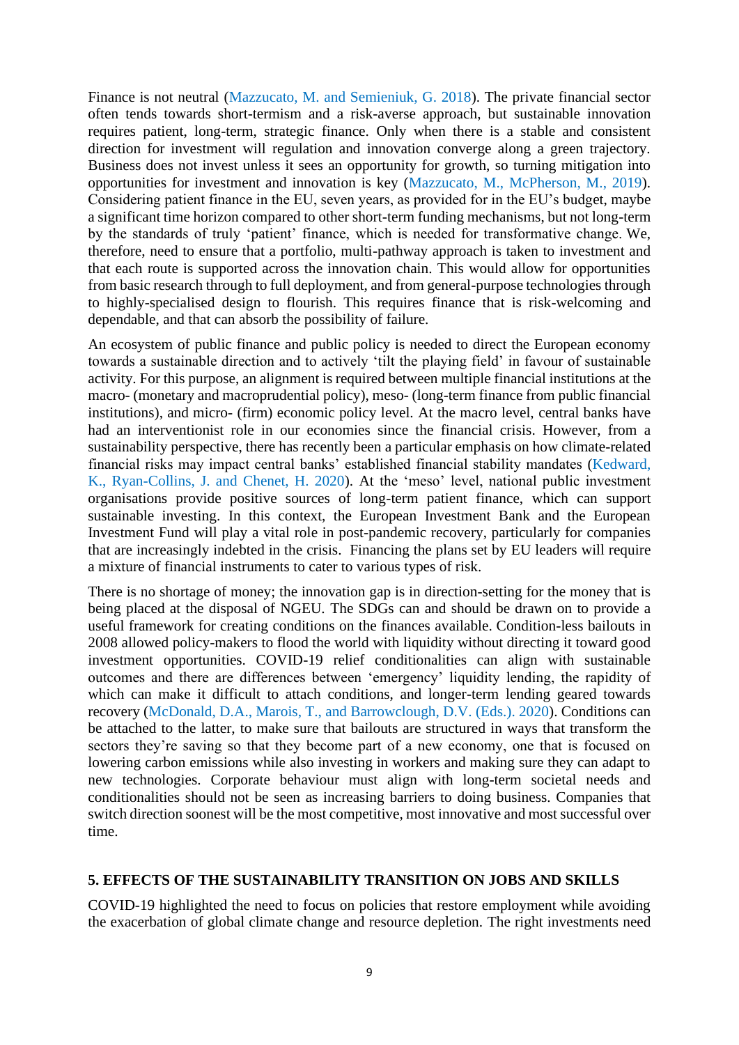Finance is not neutral (Mazzucato, M. and Semieniuk, G. 2018). The private financial sector often tends towards short-termism and a risk-averse approach, but sustainable innovation requires patient, long-term, strategic finance. Only when there is a stable and consistent direction for investment will regulation and innovation converge along a green trajectory. Business does not invest unless it sees an opportunity for growth, so turning mitigation into opportunities for investment and innovation is key (Mazzucato, M., McPherson, M., 2019). Considering patient finance in the EU, seven years, as provided for in the EU's budget, maybe a significant time horizon compared to other short-term funding mechanisms, but not long-term by the standards of truly 'patient' finance, which is needed for transformative change. We, therefore, need to ensure that a portfolio, multi-pathway approach is taken to investment and that each route is supported across the innovation chain. This would allow for opportunities from basic research through to full deployment, and from general-purpose technologies through to highly-specialised design to flourish. This requires finance that is risk-welcoming and dependable, and that can absorb the possibility of failure.

An ecosystem of public finance and public policy is needed to direct the European economy towards a sustainable direction and to actively 'tilt the playing field' in favour of sustainable activity. For this purpose, an alignment is required between multiple financial institutions at the macro- (monetary and macroprudential policy), meso- (long-term finance from public financial institutions), and micro- (firm) economic policy level. At the macro level, central banks have had an interventionist role in our economies since the financial crisis. However, from a sustainability perspective, there has recently been a particular emphasis on how climate-related financial risks may impact central banks' established financial stability mandates (Kedward, K., Ryan-Collins, J. and Chenet, H. 2020). At the 'meso' level, national public investment organisations provide positive sources of long-term patient finance, which can support sustainable investing. In this context, the European Investment Bank and the European Investment Fund will play a vital role in post-pandemic recovery, particularly for companies that are increasingly indebted in the crisis. Financing the plans set by EU leaders will require a mixture of financial instruments to cater to various types of risk.

There is no shortage of money; the innovation gap is in direction-setting for the money that is being placed at the disposal of NGEU. The SDGs can and should be drawn on to provide a useful framework for creating conditions on the finances available. Condition-less bailouts in 2008 allowed policy-makers to flood the world with liquidity without directing it toward good investment opportunities. COVID-19 relief conditionalities can align with sustainable outcomes and there are differences between 'emergency' liquidity lending, the rapidity of which can make it difficult to attach conditions, and longer-term lending geared towards recovery (McDonald, D.A., Marois, T., and Barrowclough, D.V. (Eds.). 2020). Conditions can be attached to the latter, to make sure that bailouts are structured in ways that transform the sectors they're saving so that they become part of a new economy, one that is focused on lowering carbon emissions while also investing in workers and making sure they can adapt to new technologies. Corporate behaviour must align with long-term societal needs and conditionalities should not be seen as increasing barriers to doing business. Companies that switch direction soonest will be the most competitive, most innovative and most successful over time.

## 5. EFFECTS OF THE SUSTAINABILITY TRANSITION ON JOBS AND SKILLS

COVID-19 highlighted the need to focus on policies that restore employment while avoiding the exacerbation of global climate change and resource depletion. The right investments need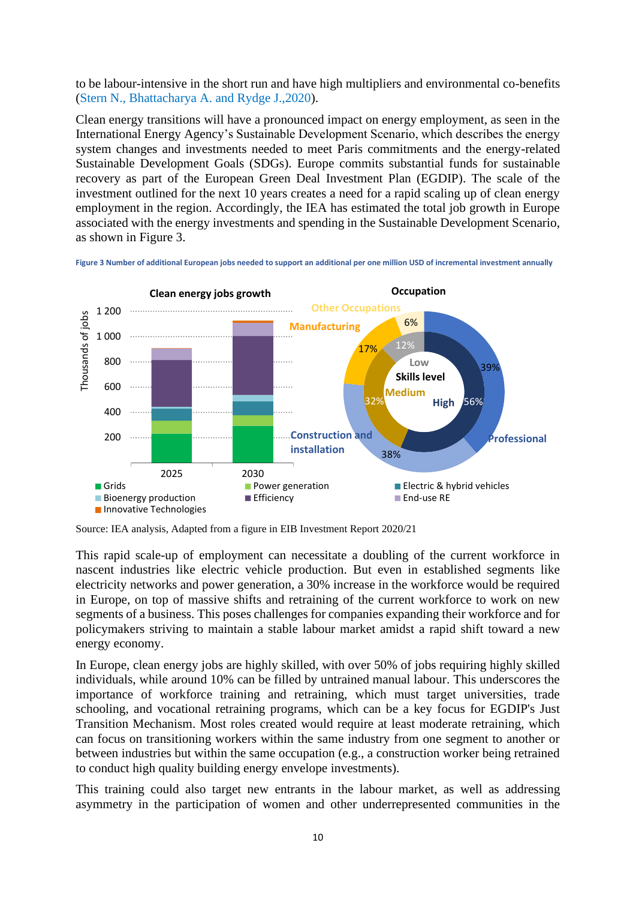to be labour-intensive in the short run and have high multipliers and environmental co-benefits (Stern N., Bhattacharya A. and Rydge J.,2020).

Clean energy transitions will have a pronounced impact on energy employment, as seen in the International Energy Agency's Sustainable Development Scenario, which describes the energy system changes and investments needed to meet Paris commitments and the energy-related Sustainable Development Goals (SDGs). Europe commits substantial funds for sustainable recovery as part of the European Green Deal Investment Plan (EGDIP). The scale of the investment outlined for the next 10 years creates a need for a rapid scaling up of clean energy employment in the region. Accordingly, the IEA has estimated the total job growth in Europe associated with the energy investments and spending in the Sustainable Development Scenario, as shown in Figure 3.

**Figure 3 Number of additional European jobs needed to support an additional per one million USD of incremental investment annually**

Clean energy jobs growth

Occupation

Source: IEA analysis, Adapted from a figure in EIB Investment Report 2020/21

This rapid scale-up of employment can necessitate a doubling of the current workforce in nascent industries like electric vehicle production. But even in established segments like electricity networks and power generation, a 30% increase in the workforce would be required in Europe, on top of massive shifts and retraining of the current workforce to work on new segments of a business. This poses challenges for companies expanding their workforce and for policymakers striving to maintain a stable labour market amidst a rapid shift toward a new energy economy.

In Europe, clean energy jobs are highly skilled, with over 50% of jobs requiring highly skilled individuals, while around 10% can be filled by untrained manual labour. This underscores the importance of workforce training and retraining, which must target universities, trade schooling, and vocational retraining programs, which can be a key focus for EGDIP's Just Transition Mechanism. Most roles created would require at least moderate retraining, which can focus on transitioning workers within the same industry from one segment to another or between industries but within the same occupation (e.g., a construction worker being retrained to conduct high quality building energy envelope investments).

This training could also target new entrants in the labour market, as well as addressing asymmetry in the participation of women and other underrepresented communities in the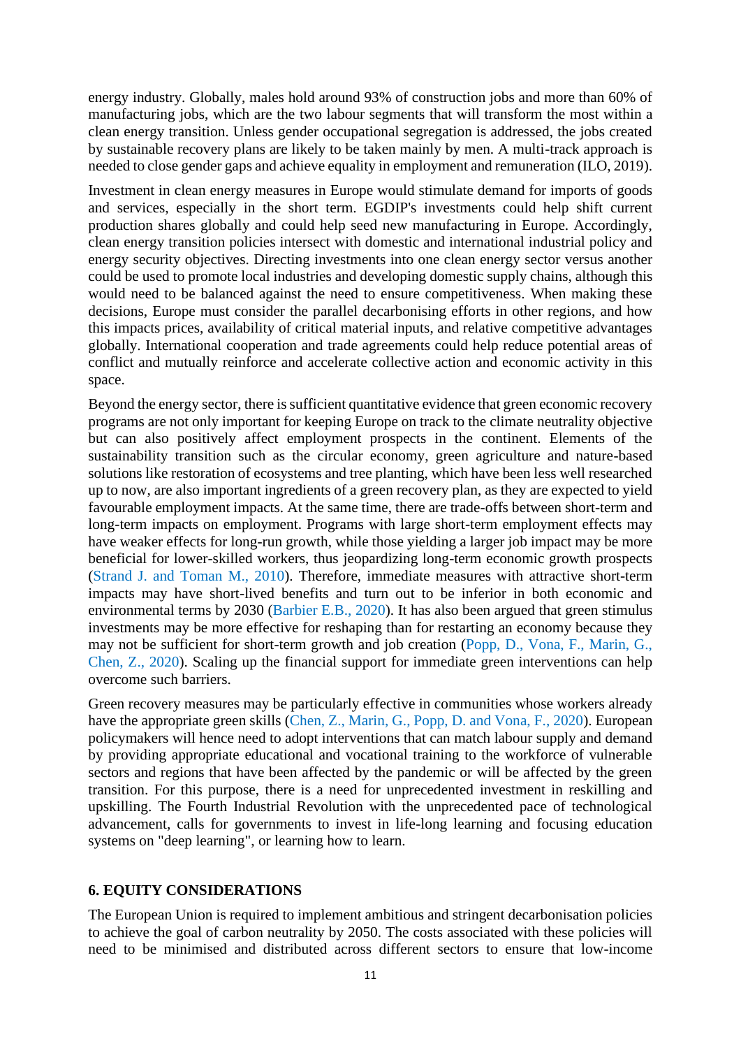energy industry. Globally, males hold around 93% of construction jobs and more than 60% of manufacturing jobs, which are the two labour segments that will transform the most within a clean energy transition. Unless gender occupational segregation is addressed, the jobs created by sustainable recovery plans are likely to be taken mainly by men. A multi-track approach is needed to close gender gaps and achieve equality in employment and remuneration (ILO, 2019).

Investment in clean energy measures in Europe would stimulate demand for imports of goods and services, especially in the short term. EGDIP's investments could help shift current production shares globally and could help seed new manufacturing in Europe. Accordingly, clean energy transition policies intersect with domestic and international industrial policy and energy security objectives. Directing investments into one clean energy sector versus another could be used to promote local industries and developing domestic supply chains, although this would need to be balanced against the need to ensure competitiveness. When making these decisions, Europe must consider the parallel decarbonising efforts in other regions, and how this impacts prices, availability of critical material inputs, and relative competitive advantages globally. International cooperation and trade agreements could help reduce potential areas of conflict and mutually reinforce and accelerate collective action and economic activity in this space.

Beyond the energy sector, there is sufficient quantitative evidence that green economic recovery programs are not only important for keeping Europe on track to the climate neutrality objective but can also positively affect employment prospects in the continent. Elements of the sustainability transition such as the circular economy, green agriculture and nature-based solutions like restoration of ecosystems and tree planting, which have been less well researched up to now, are also important ingredients of a green recovery plan, as they are expected to yield favourable employment impacts. At the same time, there are trade-offs between short-term and long-term impacts on employment. Programs with large short-term employment effects may have weaker effects for long-run growth, while those yielding a larger job impact may be more beneficial for lower-skilled workers, thus jeopardizing long-term economic growth prospects (Strand J. and Toman M., 2010). Therefore, immediate measures with attractive short-term impacts may have short-lived benefits and turn out to be inferior in both economic and environmental terms by 2030 (Barbier E.B., 2020). It has also been argued that green stimulus investments may be more effective for reshaping than for restarting an economy because they may not be sufficient for short-term growth and job creation (Popp, D., Vona, F., Marin, G., Chen, Z., 2020). Scaling up the financial support for immediate green interventions can help overcome such barriers.

Green recovery measures may be particularly effective in communities whose workers already have the appropriate green skills (Chen, Z., Marin, G., Popp, D. and Vona, F., 2020). European policymakers will hence need to adopt interventions that can match labour supply and demand by providing appropriate educational and vocational training to the workforce of vulnerable sectors and regions that have been affected by the pandemic or will be affected by the green transition. For this purpose, there is a need for unprecedented investment in reskilling and upskilling. The Fourth Industrial Revolution with the unprecedented pace of technological advancement, calls for governments to invest in life-long learning and focusing education systems on "deep learning", or learning how to learn.

## 6. EQUITY CONSIDERATIONS

The European Union is required to implement ambitious and stringent decarbonisation policies to achieve the goal of carbon neutrality by 2050. The costs associated with these policies will need to be minimised and distributed across different sectors to ensure that low-income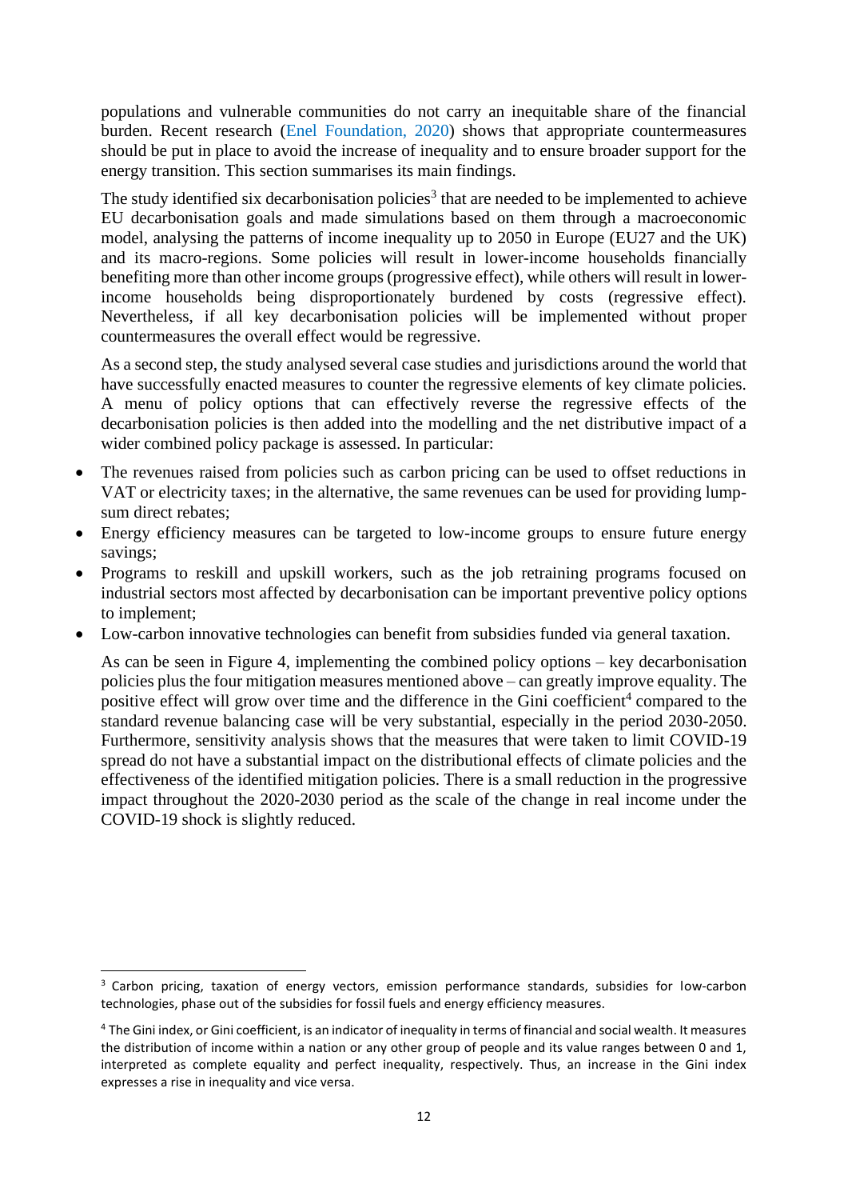populations and vulnerable communities do not carry an inequitable share of the financial burden. Recent research (Enel Foundation, 2020) shows that appropriate countermeasures should be put in place to avoid the increase of inequality and to ensure broader support for the energy transition. This section summarises its main findings.

The study identified six decarbonisation policies[3] that are needed to be implemented to achieve EU decarbonisation goals and made simulations based on them through a macroeconomic model, analysing the patterns of income inequality up to 2050 in Europe (EU27 and the UK) and its macro-regions. Some policies will result in lower-income households financially benefiting more than other income groups (progressive effect), while others will result in lower-income households being disproportionately burdened by costs (regressive effect). Nevertheless, if all key decarbonisation policies will be implemented without proper countermeasures the overall effect would be regressive.

As a second step, the study analysed several case studies and jurisdictions around the world that have successfully enacted measures to counter the regressive elements of key climate policies. A menu of policy options that can effectively reverse the regressive effects of the decarbonisation policies is then added into the modelling and the net distributive impact of a wider combined policy package is assessed. In particular:

- The revenues raised from policies such as carbon pricing can be used to offset reductions in VAT or electricity taxes; in the alternative, the same revenues can be used for providing lump-sum direct rebates;
- Energy efficiency measures can be targeted to low-income groups to ensure future energy savings;
- Programs to reskill and upskill workers, such as the job retraining programs focused on industrial sectors most affected by decarbonisation can be important preventive policy options to implement;
- Low-carbon innovative technologies can benefit from subsidies funded via general taxation.

As can be seen in Figure 4, implementing the combined policy options – key decarbonisation policies plus the four mitigation measures mentioned above – can greatly improve equality. The positive effect will grow over time and the difference in the Gini coefficient[4] compared to the standard revenue balancing case will be very substantial, especially in the period 2030-2050. Furthermore, sensitivity analysis shows that the measures that were taken to limit COVID-19 spread do not have a substantial impact on the distributional effects of climate policies and the effectiveness of the identified mitigation policies. There is a small reduction in the progressive impact throughout the 2020-2030 period as the scale of the change in real income under the COVID-19 shock is slightly reduced.

---

[3] Carbon pricing, taxation of energy vectors, emission performance standards, subsidies for low-carbon technologies, phase out of the subsidies for fossil fuels and energy efficiency measures.

[4] The Gini index, or Gini coefficient, is an indicator of inequality in terms of financial and social wealth. It measures the distribution of income within a nation or any other group of people and its value ranges between 0 and 1, interpreted as complete equality and perfect inequality, respectively. Thus, an increase in the Gini index expresses a rise in inequality and vice versa.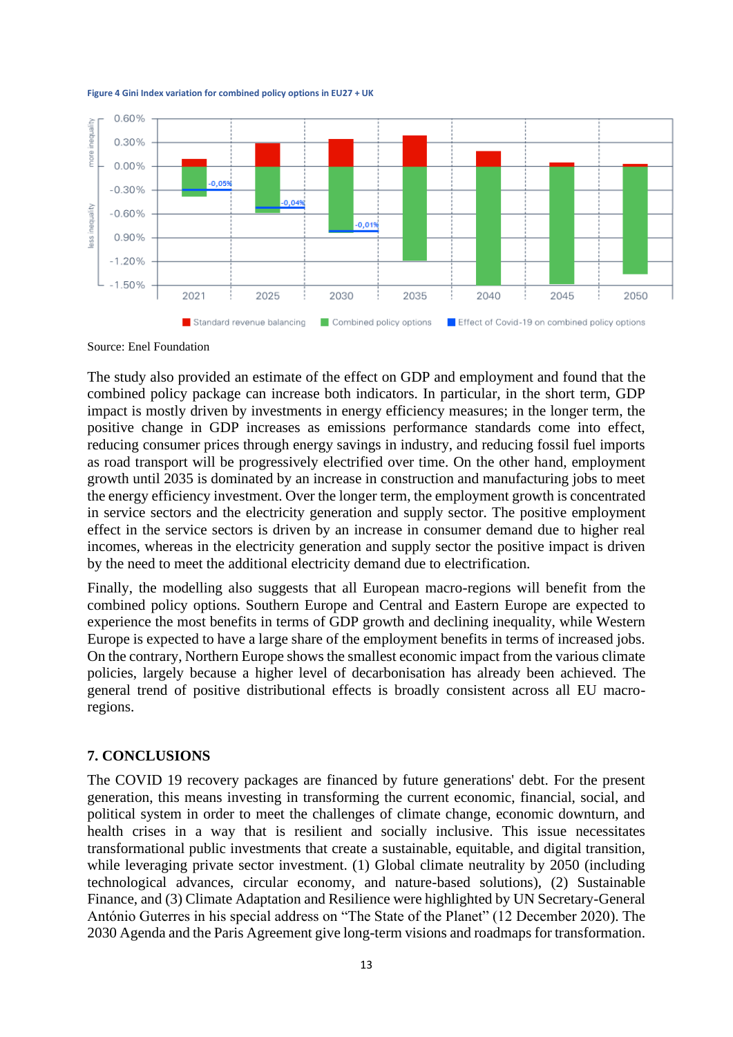**Figure 4 Gini Index variation for combined policy options in EU27 + UK**

Source: Enel Foundation

The study also provided an estimate of the effect on GDP and employment and found that the combined policy package can increase both indicators. In particular, in the short term, GDP impact is mostly driven by investments in energy efficiency measures; in the longer term, the positive change in GDP increases as emissions performance standards come into effect, reducing consumer prices through energy savings in industry, and reducing fossil fuel imports as road transport will be progressively electrified over time. On the other hand, employment growth until 2035 is dominated by an increase in construction and manufacturing jobs to meet the energy efficiency investment. Over the longer term, the employment growth is concentrated in service sectors and the electricity generation and supply sector. The positive employment effect in the service sectors is driven by an increase in consumer demand due to higher real incomes, whereas in the electricity generation and supply sector the positive impact is driven by the need to meet the additional electricity demand due to electrification.

Finally, the modelling also suggests that all European macro-regions will benefit from the combined policy options. Southern Europe and Central and Eastern Europe are expected to experience the most benefits in terms of GDP growth and declining inequality, while Western Europe is expected to have a large share of the employment benefits in terms of increased jobs. On the contrary, Northern Europe shows the smallest economic impact from the various climate policies, largely because a higher level of decarbonisation has already been achieved. The general trend of positive distributional effects is broadly consistent across all EU macro-regions.

## 7. CONCLUSIONS

The COVID 19 recovery packages are financed by future generations' debt. For the present generation, this means investing in transforming the current economic, financial, social, and political system in order to meet the challenges of climate change, economic downturn, and health crises in a way that is resilient and socially inclusive. This issue necessitates transformational public investments that create a sustainable, equitable, and digital transition, while leveraging private sector investment. (1) Global climate neutrality by 2050 (including technological advances, circular economy, and nature-based solutions), (2) Sustainable Finance, and (3) Climate Adaptation and Resilience were highlighted by UN Secretary-General António Guterres in his special address on "The State of the Planet" (12 December 2020). The 2030 Agenda and the Paris Agreement give long-term visions and roadmaps for transformation.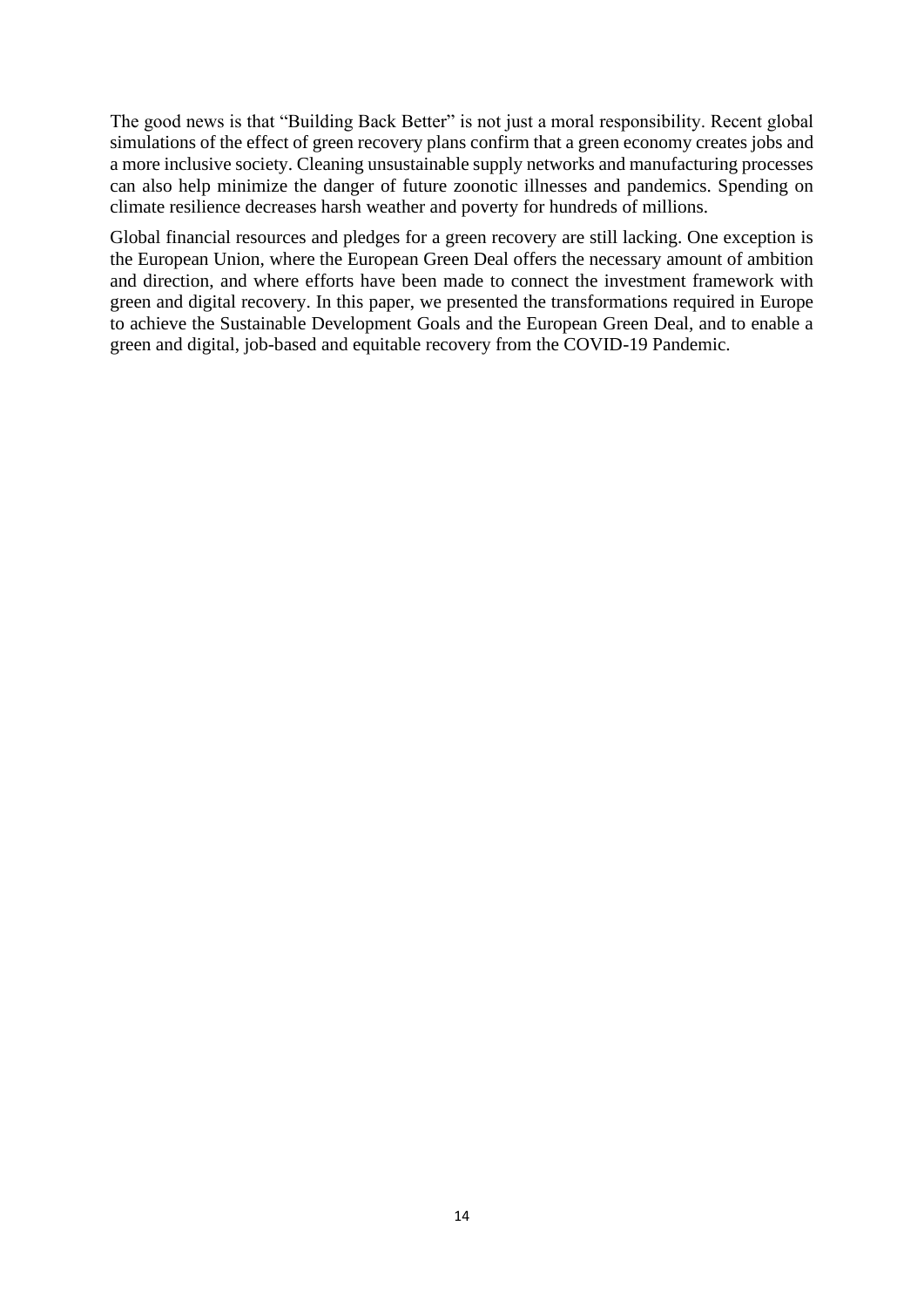The good news is that "Building Back Better" is not just a moral responsibility. Recent global simulations of the effect of green recovery plans confirm that a green economy creates jobs and a more inclusive society. Cleaning unsustainable supply networks and manufacturing processes can also help minimize the danger of future zoonotic illnesses and pandemics. Spending on climate resilience decreases harsh weather and poverty for hundreds of millions.

Global financial resources and pledges for a green recovery are still lacking. One exception is the European Union, where the European Green Deal offers the necessary amount of ambition and direction, and where efforts have been made to connect the investment framework with green and digital recovery. In this paper, we presented the transformations required in Europe to achieve the Sustainable Development Goals and the European Green Deal, and to enable a green and digital, job-based and equitable recovery from the COVID-19 Pandemic.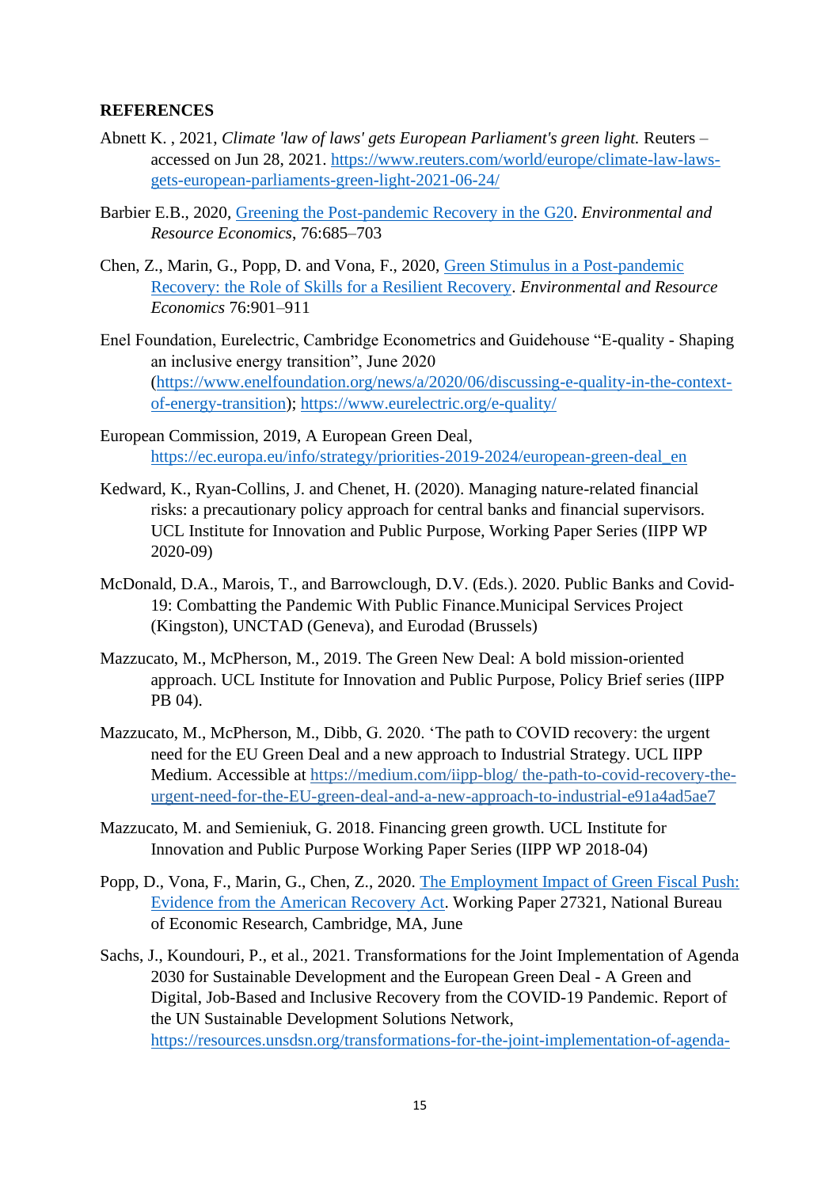**REFERENCES**

Abnett K. , 2021, *Climate 'law of laws' gets European Parliament's green light.* Reuters – accessed on Jun 28, 2021. https://www.reuters.com/world/europe/climate-law-laws-gets-european-parliaments-green-light-2021-06-24/

Barbier E.B., 2020, Greening the Post-pandemic Recovery in the G20. *Environmental and Resource Economics*, 76:685–703

Chen, Z., Marin, G., Popp, D. and Vona, F., 2020, Green Stimulus in a Post-pandemic Recovery: the Role of Skills for a Resilient Recovery. *Environmental and Resource Economics* 76:901–911

Enel Foundation, Eurelectric, Cambridge Econometrics and Guidehouse "E-quality - Shaping an inclusive energy transition", June 2020 (https://www.enelfoundation.org/news/a/2020/06/discussing-e-quality-in-the-context-of-energy-transition); https://www.eurelectric.org/e-quality/

European Commission, 2019, A European Green Deal, https://ec.europa.eu/info/strategy/priorities-2019-2024/european-green-deal_en

Kedward, K., Ryan-Collins, J. and Chenet, H. (2020). Managing nature-related financial risks: a precautionary policy approach for central banks and financial supervisors. UCL Institute for Innovation and Public Purpose, Working Paper Series (IIPP WP 2020-09)

McDonald, D.A., Marois, T., and Barrowclough, D.V. (Eds.). 2020. Public Banks and Covid-19: Combatting the Pandemic With Public Finance.Municipal Services Project (Kingston), UNCTAD (Geneva), and Eurodad (Brussels)

Mazzucato, M., McPherson, M., 2019. The Green New Deal: A bold mission-oriented approach. UCL Institute for Innovation and Public Purpose, Policy Brief series (IIPP PB 04).

Mazzucato, M., McPherson, M., Dibb, G. 2020. 'The path to COVID recovery: the urgent need for the EU Green Deal and a new approach to Industrial Strategy. UCL IIPP Medium. Accessible at https://medium.com/iipp-blog/ the-path-to-covid-recovery-the-urgent-need-for-the-EU-green-deal-and-a-new-approach-to-industrial-e91a4ad5ae7

Mazzucato, M. and Semieniuk, G. 2018. Financing green growth. UCL Institute for Innovation and Public Purpose Working Paper Series (IIPP WP 2018-04)

Popp, D., Vona, F., Marin, G., Chen, Z., 2020. The Employment Impact of Green Fiscal Push: Evidence from the American Recovery Act. Working Paper 27321, National Bureau of Economic Research, Cambridge, MA, June

Sachs, J., Koundouri, P., et al., 2021. Transformations for the Joint Implementation of Agenda 2030 for Sustainable Development and the European Green Deal - A Green and Digital, Job-Based and Inclusive Recovery from the COVID-19 Pandemic. Report of the UN Sustainable Development Solutions Network, https://resources.unsdsn.org/transformations-for-the-joint-implementation-of-agenda-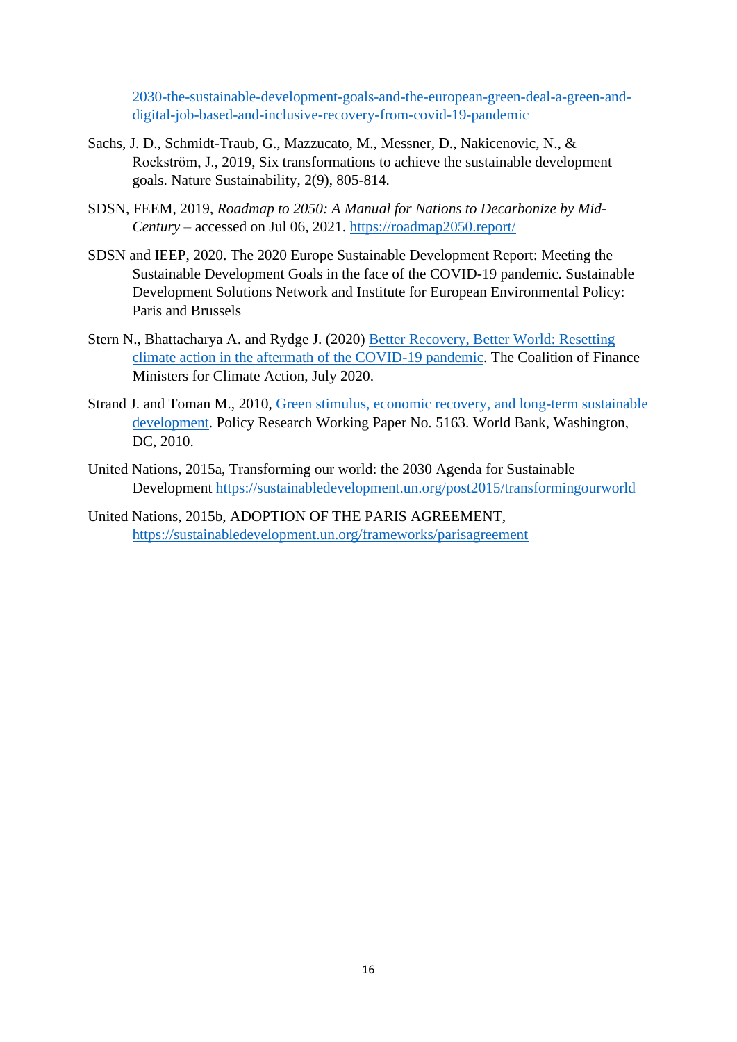2030-the-sustainable-development-goals-and-the-european-green-deal-a-green-and-digital-job-based-and-inclusive-recovery-from-covid-19-pandemic

Sachs, J. D., Schmidt-Traub, G., Mazzucato, M., Messner, D., Nakicenovic, N., & Rockström, J., 2019, Six transformations to achieve the sustainable development goals. Nature Sustainability, 2(9), 805-814.

SDSN, FEEM, 2019, *Roadmap to 2050: A Manual for Nations to Decarbonize by Mid-Century* – accessed on Jul 06, 2021. https://roadmap2050.report/

SDSN and IEEP, 2020. The 2020 Europe Sustainable Development Report: Meeting the Sustainable Development Goals in the face of the COVID-19 pandemic. Sustainable Development Solutions Network and Institute for European Environmental Policy: Paris and Brussels

Stern N., Bhattacharya A. and Rydge J. (2020) Better Recovery, Better World: Resetting climate action in the aftermath of the COVID-19 pandemic. The Coalition of Finance Ministers for Climate Action, July 2020.

Strand J. and Toman M., 2010, Green stimulus, economic recovery, and long-term sustainable development. Policy Research Working Paper No. 5163. World Bank, Washington, DC, 2010.

United Nations, 2015a, Transforming our world: the 2030 Agenda for Sustainable Development https://sustainabledevelopment.un.org/post2015/transformingourworld

United Nations, 2015b, ADOPTION OF THE PARIS AGREEMENT, https://sustainabledevelopment.un.org/frameworks/parisagreement